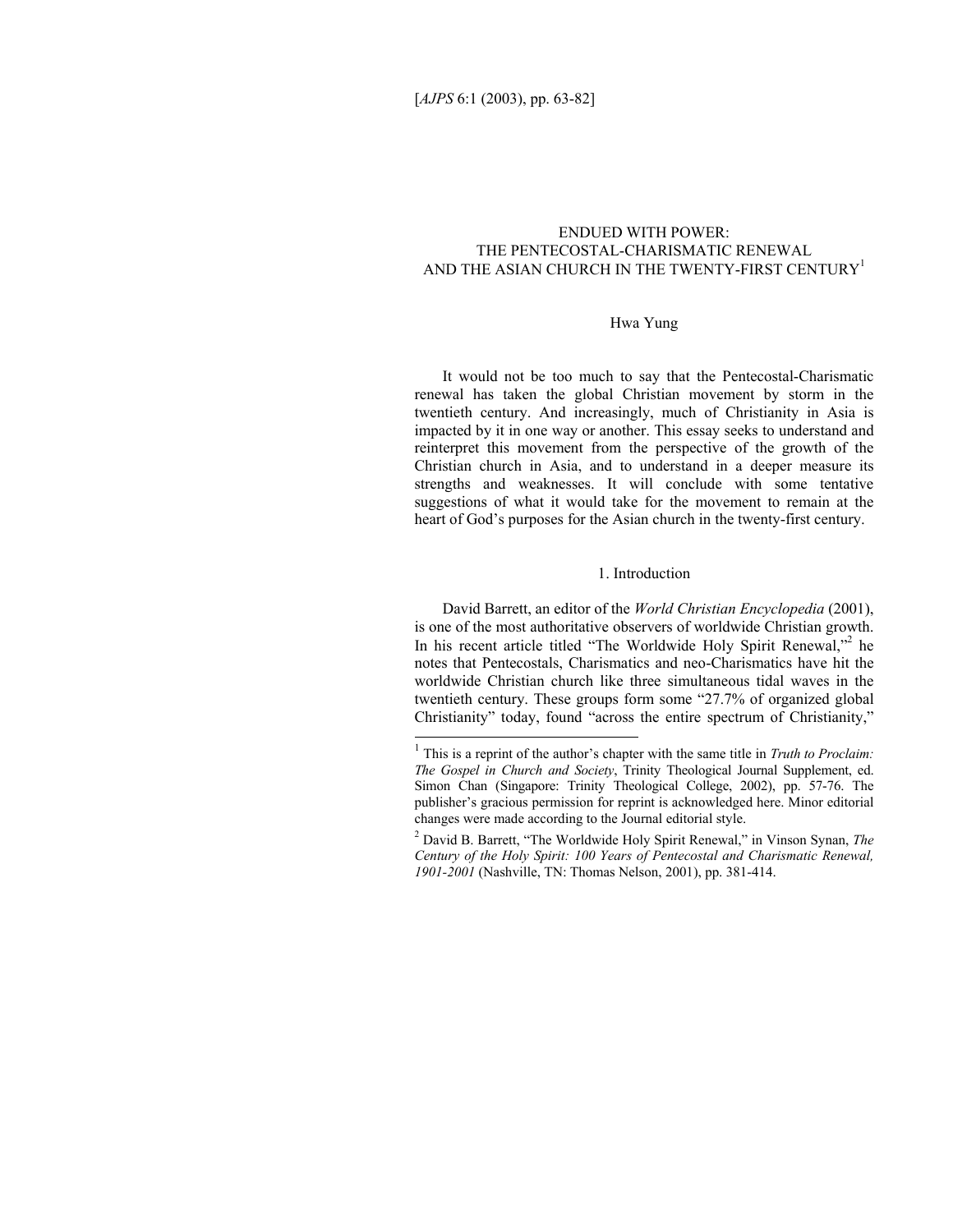# ENDUED WITH POWER: THE PENTECOSTAL-CHARISMATIC RENEWAL AND THE ASIAN CHURCH IN THE TWENTY-FIRST CENTURY[1]

Hwa Yung

It would not be too much to say that the Pentecostal-Charismatic renewal has taken the global Christian movement by storm in the twentieth century. And increasingly, much of Christianity in Asia is impacted by it in one way or another. This essay seeks to understand and reinterpret this movement from the perspective of the growth of the Christian church in Asia, and to understand in a deeper measure its strengths and weaknesses. It will conclude with some tentative suggestions of what it would take for the movement to remain at the heart of God's purposes for the Asian church in the twenty-first century.

## 1. Introduction

David Barrett, an editor of the *World Christian Encyclopedia* (2001), is one of the most authoritative observers of worldwide Christian growth. In his recent article titled "The Worldwide Holy Spirit Renewal,"[2] he notes that Pentecostals, Charismatics and neo-Charismatics have hit the worldwide Christian church like three simultaneous tidal waves in the twentieth century. These groups form some "27.7% of organized global Christianity" today, found "across the entire spectrum of Christianity,"

---

[1] This is a reprint of the author's chapter with the same title in *Truth to Proclaim: The Gospel in Church and Society*, Trinity Theological Journal Supplement, ed. Simon Chan (Singapore: Trinity Theological College, 2002), pp. 57-76. The publisher's gracious permission for reprint is acknowledged here. Minor editorial changes were made according to the Journal editorial style.

[2] David B. Barrett, "The Worldwide Holy Spirit Renewal," in Vinson Synan, *The Century of the Holy Spirit: 100 Years of Pentecostal and Charismatic Renewal, 1901-2001* (Nashville, TN: Thomas Nelson, 2001), pp. 381-414.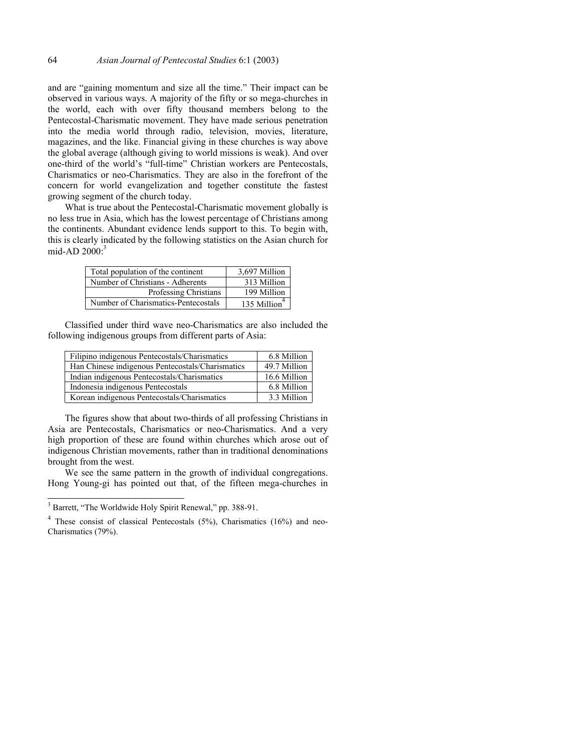and are "gaining momentum and size all the time." Their impact can be observed in various ways. A majority of the fifty or so mega-churches in the world, each with over fifty thousand members belong to the Pentecostal-Charismatic movement. They have made serious penetration into the media world through radio, television, movies, literature, magazines, and the like. Financial giving in these churches is way above the global average (although giving to world missions is weak). And over one-third of the world's "full-time" Christian workers are Pentecostals, Charismatics or neo-Charismatics. They are also in the forefront of the concern for world evangelization and together constitute the fastest growing segment of the church today.

What is true about the Pentecostal-Charismatic movement globally is no less true in Asia, which has the lowest percentage of Christians among the continents. Abundant evidence lends support to this. To begin with, this is clearly indicated by the following statistics on the Asian church for mid-AD 2000:[3]

| | |
|---|---|
| Total population of the continent | 3,697 Million |
| Number of Christians - Adherents | 313 Million |
| Professing Christians | 199 Million |
| Number of Charismatics-Pentecostals | 135 Million[4] |

Classified under third wave neo-Charismatics are also included the following indigenous groups from different parts of Asia:

| | |
|---|---|
| Filipino indigenous Pentecostals/Charismatics | 6.8 Million |
| Han Chinese indigenous Pentecostals/Charismatics | 49.7 Million |
| Indian indigenous Pentecostals/Charismatics | 16.6 Million |
| Indonesia indigenous Pentecostals | 6.8 Million |
| Korean indigenous Pentecostals/Charismatics | 3.3 Million |

The figures show that about two-thirds of all professing Christians in Asia are Pentecostals, Charismatics or neo-Charismatics. And a very high proportion of these are found within churches which arose out of indigenous Christian movements, rather than in traditional denominations brought from the west.

We see the same pattern in the growth of individual congregations. Hong Young-gi has pointed out that, of the fifteen mega-churches in

---

[3] Barrett, "The Worldwide Holy Spirit Renewal," pp. 388-91.

[4] These consist of classical Pentecostals (5%), Charismatics (16%) and neo-Charismatics (79%).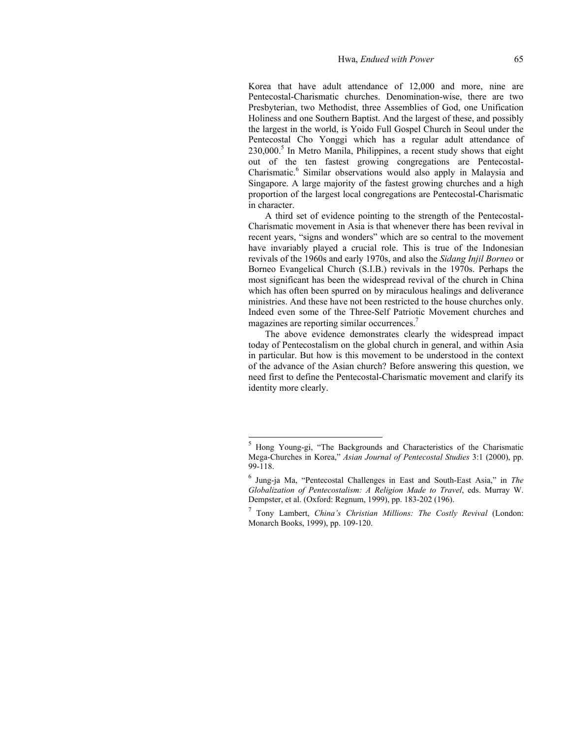Korea that have adult attendance of 12,000 and more, nine are Pentecostal-Charismatic churches. Denomination-wise, there are two Presbyterian, two Methodist, three Assemblies of God, one Unification Holiness and one Southern Baptist. And the largest of these, and possibly the largest in the world, is Yoido Full Gospel Church in Seoul under the Pentecostal Cho Yonggi which has a regular adult attendance of 230,000.[5] In Metro Manila, Philippines, a recent study shows that eight out of the ten fastest growing congregations are Pentecostal-Charismatic.[6] Similar observations would also apply in Malaysia and Singapore. A large majority of the fastest growing churches and a high proportion of the largest local congregations are Pentecostal-Charismatic in character.

A third set of evidence pointing to the strength of the Pentecostal-Charismatic movement in Asia is that whenever there has been revival in recent years, "signs and wonders" which are so central to the movement have invariably played a crucial role. This is true of the Indonesian revivals of the 1960s and early 1970s, and also the *Sidang Injil Borneo* or Borneo Evangelical Church (S.I.B.) revivals in the 1970s. Perhaps the most significant has been the widespread revival of the church in China which has often been spurred on by miraculous healings and deliverance ministries. And these have not been restricted to the house churches only. Indeed even some of the Three-Self Patriotic Movement churches and magazines are reporting similar occurrences.[7]

The above evidence demonstrates clearly the widespread impact today of Pentecostalism on the global church in general, and within Asia in particular. But how is this movement to be understood in the context of the advance of the Asian church? Before answering this question, we need first to define the Pentecostal-Charismatic movement and clarify its identity more clearly.

---

[5] Hong Young-gi, "The Backgrounds and Characteristics of the Charismatic Mega-Churches in Korea," *Asian Journal of Pentecostal Studies* 3:1 (2000), pp. 99-118.

[6] Jung-ja Ma, "Pentecostal Challenges in East and South-East Asia," in *The Globalization of Pentecostalism: A Religion Made to Travel*, eds. Murray W. Dempster, et al. (Oxford: Regnum, 1999), pp. 183-202 (196).

[7] Tony Lambert, *China's Christian Millions: The Costly Revival* (London: Monarch Books, 1999), pp. 109-120.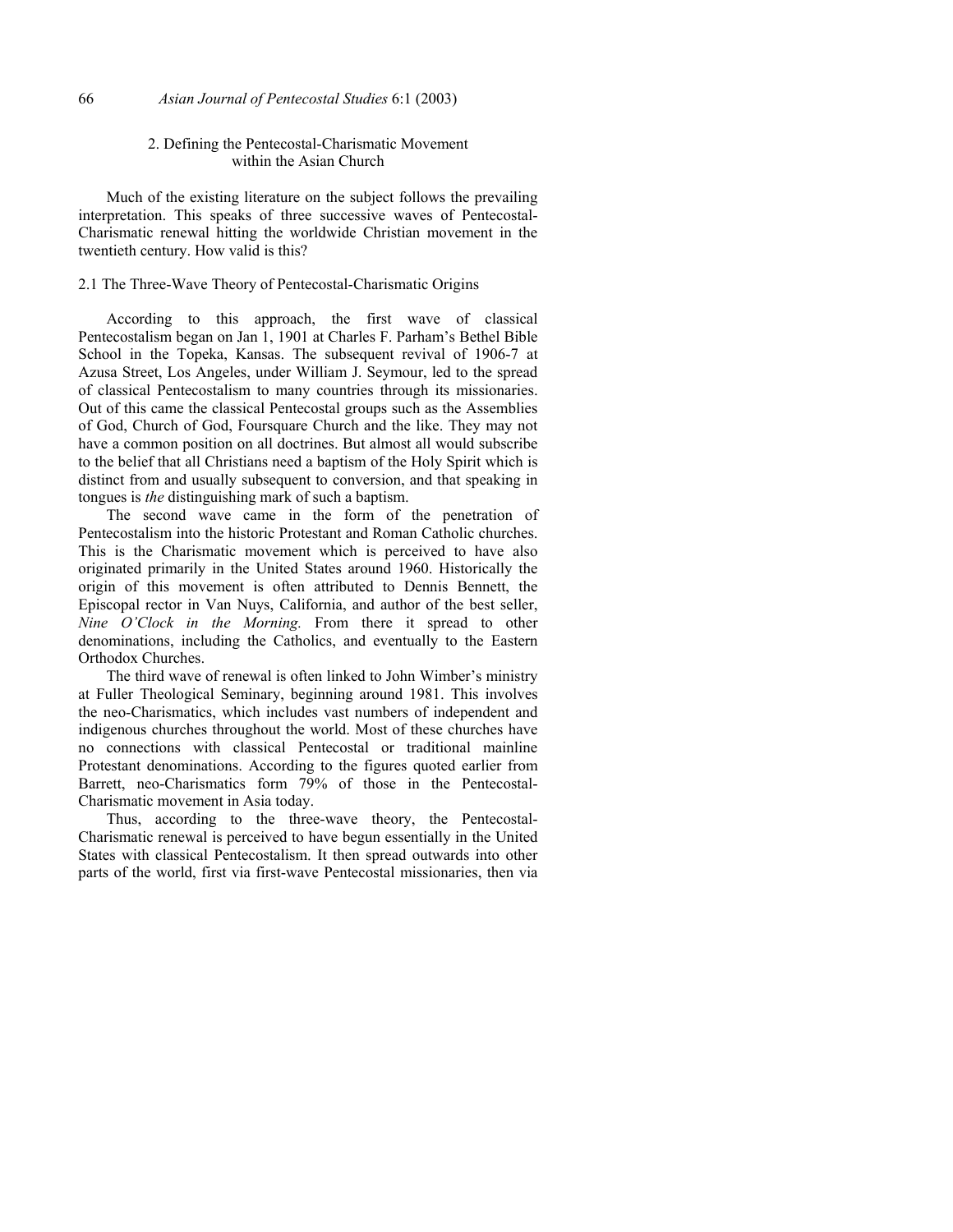## 2. Defining the Pentecostal-Charismatic Movement within the Asian Church

Much of the existing literature on the subject follows the prevailing interpretation. This speaks of three successive waves of Pentecostal-Charismatic renewal hitting the worldwide Christian movement in the twentieth century. How valid is this?

### 2.1 The Three-Wave Theory of Pentecostal-Charismatic Origins

According to this approach, the first wave of classical Pentecostalism began on Jan 1, 1901 at Charles F. Parham's Bethel Bible School in the Topeka, Kansas. The subsequent revival of 1906-7 at Azusa Street, Los Angeles, under William J. Seymour, led to the spread of classical Pentecostalism to many countries through its missionaries. Out of this came the classical Pentecostal groups such as the Assemblies of God, Church of God, Foursquare Church and the like. They may not have a common position on all doctrines. But almost all would subscribe to the belief that all Christians need a baptism of the Holy Spirit which is distinct from and usually subsequent to conversion, and that speaking in tongues is *the* distinguishing mark of such a baptism.

The second wave came in the form of the penetration of Pentecostalism into the historic Protestant and Roman Catholic churches. This is the Charismatic movement which is perceived to have also originated primarily in the United States around 1960. Historically the origin of this movement is often attributed to Dennis Bennett, the Episcopal rector in Van Nuys, California, and author of the best seller, *Nine O'Clock in the Morning.* From there it spread to other denominations, including the Catholics, and eventually to the Eastern Orthodox Churches.

The third wave of renewal is often linked to John Wimber's ministry at Fuller Theological Seminary, beginning around 1981. This involves the neo-Charismatics, which includes vast numbers of independent and indigenous churches throughout the world. Most of these churches have no connections with classical Pentecostal or traditional mainline Protestant denominations. According to the figures quoted earlier from Barrett, neo-Charismatics form 79% of those in the Pentecostal-Charismatic movement in Asia today.

Thus, according to the three-wave theory, the Pentecostal-Charismatic renewal is perceived to have begun essentially in the United States with classical Pentecostalism. It then spread outwards into other parts of the world, first via first-wave Pentecostal missionaries, then via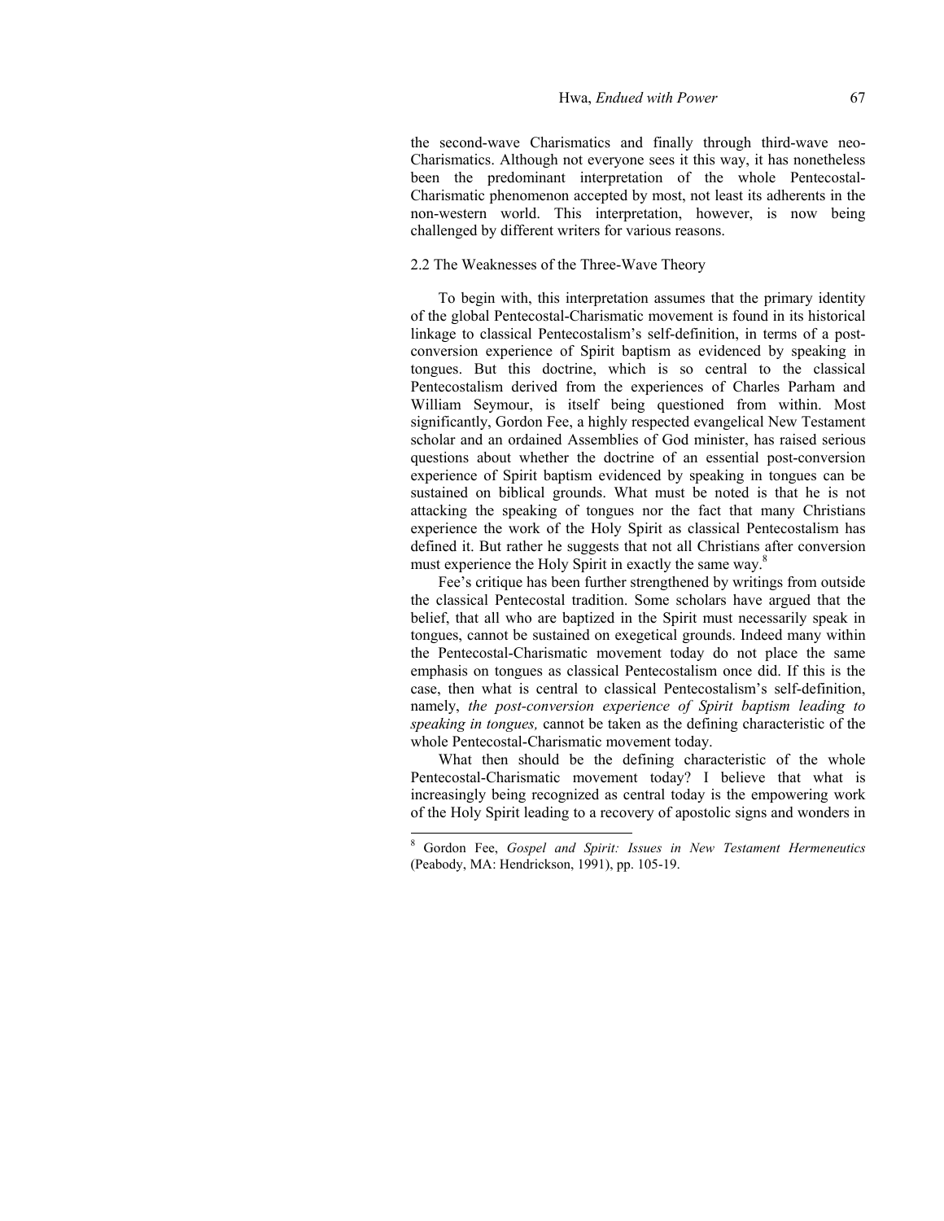the second-wave Charismatics and finally through third-wave neo-Charismatics. Although not everyone sees it this way, it has nonetheless been the predominant interpretation of the whole Pentecostal-Charismatic phenomenon accepted by most, not least its adherents in the non-western world. This interpretation, however, is now being challenged by different writers for various reasons.

### 2.2 The Weaknesses of the Three-Wave Theory

To begin with, this interpretation assumes that the primary identity of the global Pentecostal-Charismatic movement is found in its historical linkage to classical Pentecostalism's self-definition, in terms of a post-conversion experience of Spirit baptism as evidenced by speaking in tongues. But this doctrine, which is so central to the classical Pentecostalism derived from the experiences of Charles Parham and William Seymour, is itself being questioned from within. Most significantly, Gordon Fee, a highly respected evangelical New Testament scholar and an ordained Assemblies of God minister, has raised serious questions about whether the doctrine of an essential post-conversion experience of Spirit baptism evidenced by speaking in tongues can be sustained on biblical grounds. What must be noted is that he is not attacking the speaking of tongues nor the fact that many Christians experience the work of the Holy Spirit as classical Pentecostalism has defined it. But rather he suggests that not all Christians after conversion must experience the Holy Spirit in exactly the same way.[8]

Fee's critique has been further strengthened by writings from outside the classical Pentecostal tradition. Some scholars have argued that the belief, that all who are baptized in the Spirit must necessarily speak in tongues, cannot be sustained on exegetical grounds. Indeed many within the Pentecostal-Charismatic movement today do not place the same emphasis on tongues as classical Pentecostalism once did. If this is the case, then what is central to classical Pentecostalism's self-definition, namely, *the post-conversion experience of Spirit baptism leading to speaking in tongues,* cannot be taken as the defining characteristic of the whole Pentecostal-Charismatic movement today.

What then should be the defining characteristic of the whole Pentecostal-Charismatic movement today? I believe that what is increasingly being recognized as central today is the empowering work of the Holy Spirit leading to a recovery of apostolic signs and wonders in

---

[8] Gordon Fee, *Gospel and Spirit: Issues in New Testament Hermeneutics* (Peabody, MA: Hendrickson, 1991), pp. 105-19.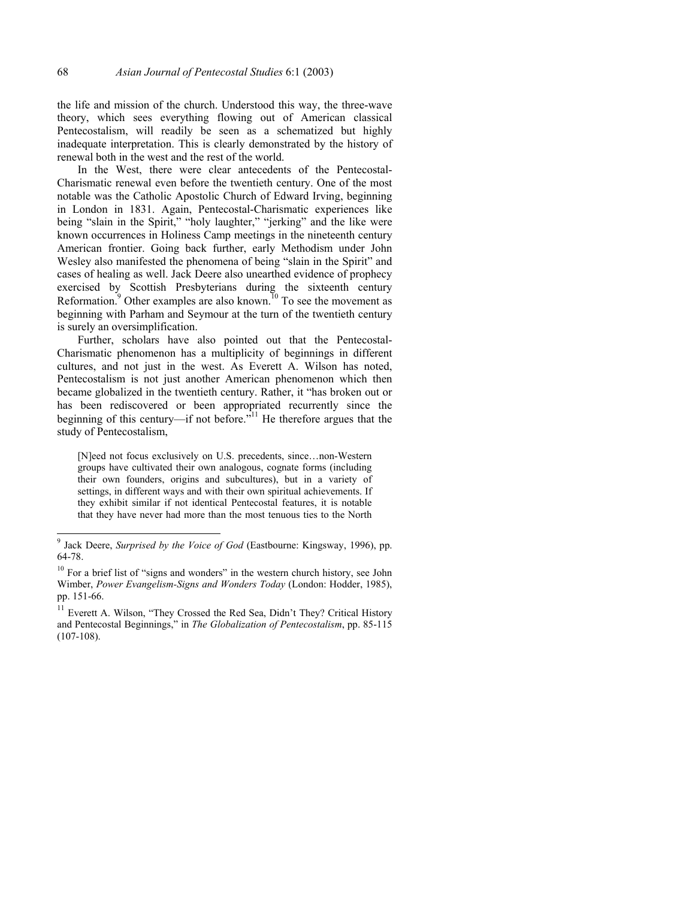the life and mission of the church. Understood this way, the three-wave theory, which sees everything flowing out of American classical Pentecostalism, will readily be seen as a schematized but highly inadequate interpretation. This is clearly demonstrated by the history of renewal both in the west and the rest of the world.

In the West, there were clear antecedents of the Pentecostal-Charismatic renewal even before the twentieth century. One of the most notable was the Catholic Apostolic Church of Edward Irving, beginning in London in 1831. Again, Pentecostal-Charismatic experiences like being "slain in the Spirit," "holy laughter," "jerking" and the like were known occurrences in Holiness Camp meetings in the nineteenth century American frontier. Going back further, early Methodism under John Wesley also manifested the phenomena of being "slain in the Spirit" and cases of healing as well. Jack Deere also unearthed evidence of prophecy exercised by Scottish Presbyterians during the sixteenth century Reformation.[9] Other examples are also known.[10] To see the movement as beginning with Parham and Seymour at the turn of the twentieth century is surely an oversimplification.

Further, scholars have also pointed out that the Pentecostal-Charismatic phenomenon has a multiplicity of beginnings in different cultures, and not just in the west. As Everett A. Wilson has noted, Pentecostalism is not just another American phenomenon which then became globalized in the twentieth century. Rather, it "has broken out or has been rediscovered or been appropriated recurrently since the beginning of this century—if not before."[11] He therefore argues that the study of Pentecostalism,

> [N]eed not focus exclusively on U.S. precedents, since…non-Western groups have cultivated their own analogous, cognate forms (including their own founders, origins and subcultures), but in a variety of settings, in different ways and with their own spiritual achievements. If they exhibit similar if not identical Pentecostal features, it is notable that they have never had more than the most tenuous ties to the North

---

[9] Jack Deere, *Surprised by the Voice of God* (Eastbourne: Kingsway, 1996), pp. 64-78.

[10] For a brief list of "signs and wonders" in the western church history, see John Wimber, *Power Evangelism-Signs and Wonders Today* (London: Hodder, 1985), pp. 151-66.

[11] Everett A. Wilson, "They Crossed the Red Sea, Didn't They? Critical History and Pentecostal Beginnings," in *The Globalization of Pentecostalism*, pp. 85-115 (107-108).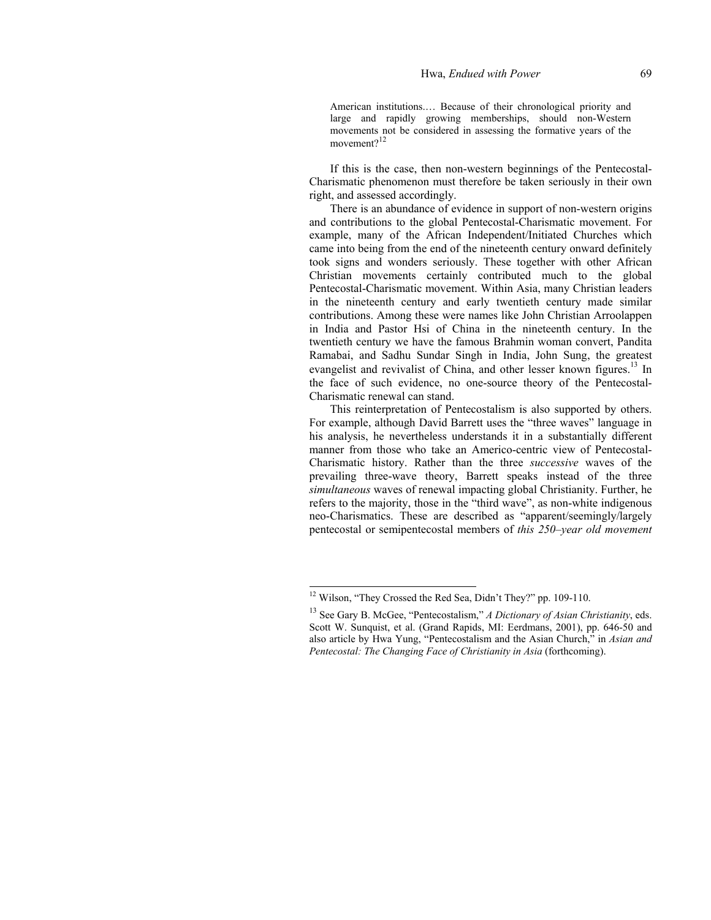> American institutions.… Because of their chronological priority and large and rapidly growing memberships, should non-Western movements not be considered in assessing the formative years of the movement?[12]

If this is the case, then non-western beginnings of the Pentecostal-Charismatic phenomenon must therefore be taken seriously in their own right, and assessed accordingly.

There is an abundance of evidence in support of non-western origins and contributions to the global Pentecostal-Charismatic movement. For example, many of the African Independent/Initiated Churches which came into being from the end of the nineteenth century onward definitely took signs and wonders seriously. These together with other African Christian movements certainly contributed much to the global Pentecostal-Charismatic movement. Within Asia, many Christian leaders in the nineteenth century and early twentieth century made similar contributions. Among these were names like John Christian Arroolappen in India and Pastor Hsi of China in the nineteenth century. In the twentieth century we have the famous Brahmin woman convert, Pandita Ramabai, and Sadhu Sundar Singh in India, John Sung, the greatest evangelist and revivalist of China, and other lesser known figures.[13] In the face of such evidence, no one-source theory of the Pentecostal-Charismatic renewal can stand.

This reinterpretation of Pentecostalism is also supported by others. For example, although David Barrett uses the "three waves" language in his analysis, he nevertheless understands it in a substantially different manner from those who take an Americo-centric view of Pentecostal-Charismatic history. Rather than the three *successive* waves of the prevailing three-wave theory, Barrett speaks instead of the three *simultaneous* waves of renewal impacting global Christianity. Further, he refers to the majority, those in the "third wave", as non-white indigenous neo-Charismatics. These are described as "apparent/seemingly/largely pentecostal or semipentecostal members of *this 250–year old movement*

---

[12] Wilson, "They Crossed the Red Sea, Didn't They?" pp. 109-110.

[13] See Gary B. McGee, "Pentecostalism," *A Dictionary of Asian Christianity*, eds. Scott W. Sunquist, et al. (Grand Rapids, MI: Eerdmans, 2001), pp. 646-50 and also article by Hwa Yung, "Pentecostalism and the Asian Church," in *Asian and Pentecostal: The Changing Face of Christianity in Asia* (forthcoming).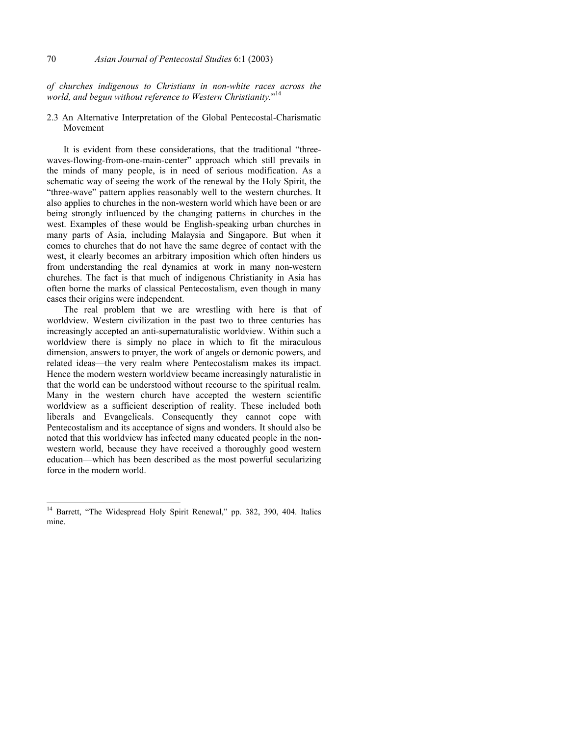*of churches indigenous to Christians in non-white races across the world, and begun without reference to Western Christianity.*"[14]

## 2.3 An Alternative Interpretation of the Global Pentecostal-Charismatic Movement

It is evident from these considerations, that the traditional "three-waves-flowing-from-one-main-center" approach which still prevails in the minds of many people, is in need of serious modification. As a schematic way of seeing the work of the renewal by the Holy Spirit, the "three-wave" pattern applies reasonably well to the western churches. It also applies to churches in the non-western world which have been or are being strongly influenced by the changing patterns in churches in the west. Examples of these would be English-speaking urban churches in many parts of Asia, including Malaysia and Singapore. But when it comes to churches that do not have the same degree of contact with the west, it clearly becomes an arbitrary imposition which often hinders us from understanding the real dynamics at work in many non-western churches. The fact is that much of indigenous Christianity in Asia has often borne the marks of classical Pentecostalism, even though in many cases their origins were independent.

The real problem that we are wrestling with here is that of worldview. Western civilization in the past two to three centuries has increasingly accepted an anti-supernaturalistic worldview. Within such a worldview there is simply no place in which to fit the miraculous dimension, answers to prayer, the work of angels or demonic powers, and related ideas—the very realm where Pentecostalism makes its impact. Hence the modern western worldview became increasingly naturalistic in that the world can be understood without recourse to the spiritual realm. Many in the western church have accepted the western scientific worldview as a sufficient description of reality. These included both liberals and Evangelicals. Consequently they cannot cope with Pentecostalism and its acceptance of signs and wonders. It should also be noted that this worldview has infected many educated people in the non-western world, because they have received a thoroughly good western education—which has been described as the most powerful secularizing force in the modern world.

---

[14] Barrett, "The Widespread Holy Spirit Renewal," pp. 382, 390, 404. Italics mine.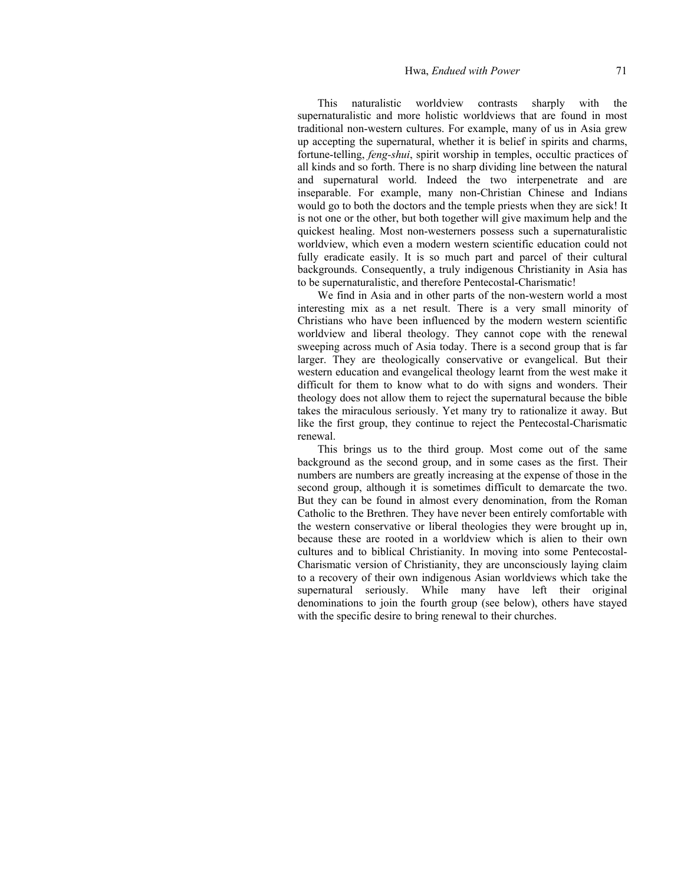This naturalistic worldview contrasts sharply with the supernaturalistic and more holistic worldviews that are found in most traditional non-western cultures. For example, many of us in Asia grew up accepting the supernatural, whether it is belief in spirits and charms, fortune-telling, *feng-shui*, spirit worship in temples, occultic practices of all kinds and so forth. There is no sharp dividing line between the natural and supernatural world. Indeed the two interpenetrate and are inseparable. For example, many non-Christian Chinese and Indians would go to both the doctors and the temple priests when they are sick! It is not one or the other, but both together will give maximum help and the quickest healing. Most non-westerners possess such a supernaturalistic worldview, which even a modern western scientific education could not fully eradicate easily. It is so much part and parcel of their cultural backgrounds. Consequently, a truly indigenous Christianity in Asia has to be supernaturalistic, and therefore Pentecostal-Charismatic!

We find in Asia and in other parts of the non-western world a most interesting mix as a net result. There is a very small minority of Christians who have been influenced by the modern western scientific worldview and liberal theology. They cannot cope with the renewal sweeping across much of Asia today. There is a second group that is far larger. They are theologically conservative or evangelical. But their western education and evangelical theology learnt from the west make it difficult for them to know what to do with signs and wonders. Their theology does not allow them to reject the supernatural because the bible takes the miraculous seriously. Yet many try to rationalize it away. But like the first group, they continue to reject the Pentecostal-Charismatic renewal.

This brings us to the third group. Most come out of the same background as the second group, and in some cases as the first. Their numbers are numbers are greatly increasing at the expense of those in the second group, although it is sometimes difficult to demarcate the two. But they can be found in almost every denomination, from the Roman Catholic to the Brethren. They have never been entirely comfortable with the western conservative or liberal theologies they were brought up in, because these are rooted in a worldview which is alien to their own cultures and to biblical Christianity. In moving into some Pentecostal-Charismatic version of Christianity, they are unconsciously laying claim to a recovery of their own indigenous Asian worldviews which take the supernatural seriously. While many have left their original denominations to join the fourth group (see below), others have stayed with the specific desire to bring renewal to their churches.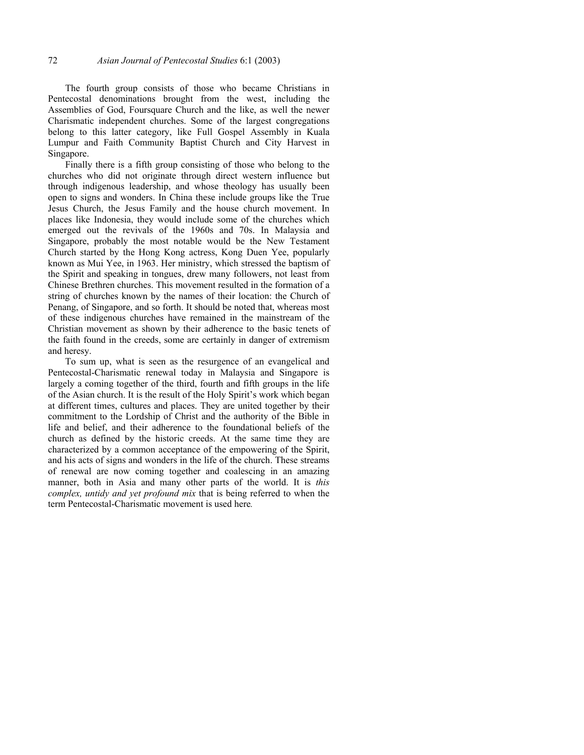The fourth group consists of those who became Christians in Pentecostal denominations brought from the west, including the Assemblies of God, Foursquare Church and the like, as well the newer Charismatic independent churches. Some of the largest congregations belong to this latter category, like Full Gospel Assembly in Kuala Lumpur and Faith Community Baptist Church and City Harvest in Singapore.

Finally there is a fifth group consisting of those who belong to the churches who did not originate through direct western influence but through indigenous leadership, and whose theology has usually been open to signs and wonders. In China these include groups like the True Jesus Church, the Jesus Family and the house church movement. In places like Indonesia, they would include some of the churches which emerged out the revivals of the 1960s and 70s. In Malaysia and Singapore, probably the most notable would be the New Testament Church started by the Hong Kong actress, Kong Duen Yee, popularly known as Mui Yee, in 1963. Her ministry, which stressed the baptism of the Spirit and speaking in tongues, drew many followers, not least from Chinese Brethren churches. This movement resulted in the formation of a string of churches known by the names of their location: the Church of Penang, of Singapore, and so forth. It should be noted that, whereas most of these indigenous churches have remained in the mainstream of the Christian movement as shown by their adherence to the basic tenets of the faith found in the creeds, some are certainly in danger of extremism and heresy.

To sum up, what is seen as the resurgence of an evangelical and Pentecostal-Charismatic renewal today in Malaysia and Singapore is largely a coming together of the third, fourth and fifth groups in the life of the Asian church. It is the result of the Holy Spirit's work which began at different times, cultures and places. They are united together by their commitment to the Lordship of Christ and the authority of the Bible in life and belief, and their adherence to the foundational beliefs of the church as defined by the historic creeds. At the same time they are characterized by a common acceptance of the empowering of the Spirit, and his acts of signs and wonders in the life of the church. These streams of renewal are now coming together and coalescing in an amazing manner, both in Asia and many other parts of the world. It is *this complex, untidy and yet profound mix* that is being referred to when the term Pentecostal-Charismatic movement is used here.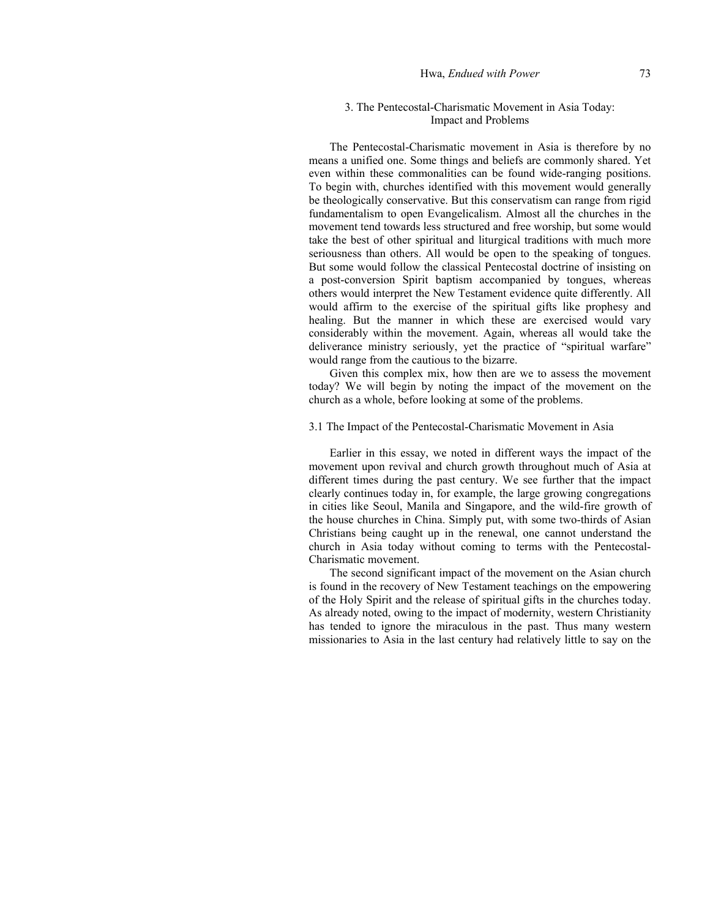## 3. The Pentecostal-Charismatic Movement in Asia Today: Impact and Problems

The Pentecostal-Charismatic movement in Asia is therefore by no means a unified one. Some things and beliefs are commonly shared. Yet even within these commonalities can be found wide-ranging positions. To begin with, churches identified with this movement would generally be theologically conservative. But this conservatism can range from rigid fundamentalism to open Evangelicalism. Almost all the churches in the movement tend towards less structured and free worship, but some would take the best of other spiritual and liturgical traditions with much more seriousness than others. All would be open to the speaking of tongues. But some would follow the classical Pentecostal doctrine of insisting on a post-conversion Spirit baptism accompanied by tongues, whereas others would interpret the New Testament evidence quite differently. All would affirm to the exercise of the spiritual gifts like prophesy and healing. But the manner in which these are exercised would vary considerably within the movement. Again, whereas all would take the deliverance ministry seriously, yet the practice of "spiritual warfare" would range from the cautious to the bizarre.

Given this complex mix, how then are we to assess the movement today? We will begin by noting the impact of the movement on the church as a whole, before looking at some of the problems.

### 3.1 The Impact of the Pentecostal-Charismatic Movement in Asia

Earlier in this essay, we noted in different ways the impact of the movement upon revival and church growth throughout much of Asia at different times during the past century. We see further that the impact clearly continues today in, for example, the large growing congregations in cities like Seoul, Manila and Singapore, and the wild-fire growth of the house churches in China. Simply put, with some two-thirds of Asian Christians being caught up in the renewal, one cannot understand the church in Asia today without coming to terms with the Pentecostal-Charismatic movement.

The second significant impact of the movement on the Asian church is found in the recovery of New Testament teachings on the empowering of the Holy Spirit and the release of spiritual gifts in the churches today. As already noted, owing to the impact of modernity, western Christianity has tended to ignore the miraculous in the past. Thus many western missionaries to Asia in the last century had relatively little to say on the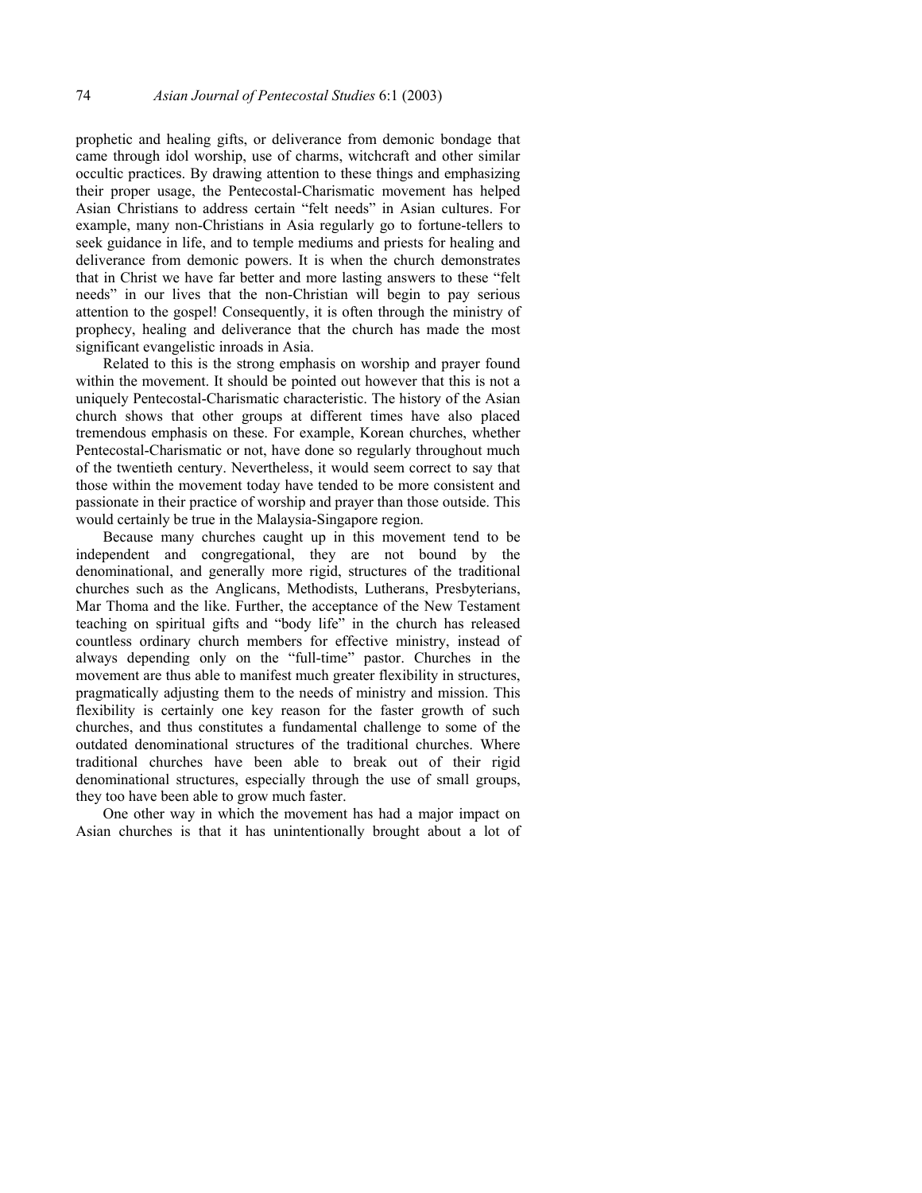prophetic and healing gifts, or deliverance from demonic bondage that came through idol worship, use of charms, witchcraft and other similar occultic practices. By drawing attention to these things and emphasizing their proper usage, the Pentecostal-Charismatic movement has helped Asian Christians to address certain "felt needs" in Asian cultures. For example, many non-Christians in Asia regularly go to fortune-tellers to seek guidance in life, and to temple mediums and priests for healing and deliverance from demonic powers. It is when the church demonstrates that in Christ we have far better and more lasting answers to these "felt needs" in our lives that the non-Christian will begin to pay serious attention to the gospel! Consequently, it is often through the ministry of prophecy, healing and deliverance that the church has made the most significant evangelistic inroads in Asia.

Related to this is the strong emphasis on worship and prayer found within the movement. It should be pointed out however that this is not a uniquely Pentecostal-Charismatic characteristic. The history of the Asian church shows that other groups at different times have also placed tremendous emphasis on these. For example, Korean churches, whether Pentecostal-Charismatic or not, have done so regularly throughout much of the twentieth century. Nevertheless, it would seem correct to say that those within the movement today have tended to be more consistent and passionate in their practice of worship and prayer than those outside. This would certainly be true in the Malaysia-Singapore region.

Because many churches caught up in this movement tend to be independent and congregational, they are not bound by the denominational, and generally more rigid, structures of the traditional churches such as the Anglicans, Methodists, Lutherans, Presbyterians, Mar Thoma and the like. Further, the acceptance of the New Testament teaching on spiritual gifts and "body life" in the church has released countless ordinary church members for effective ministry, instead of always depending only on the "full-time" pastor. Churches in the movement are thus able to manifest much greater flexibility in structures, pragmatically adjusting them to the needs of ministry and mission. This flexibility is certainly one key reason for the faster growth of such churches, and thus constitutes a fundamental challenge to some of the outdated denominational structures of the traditional churches. Where traditional churches have been able to break out of their rigid denominational structures, especially through the use of small groups, they too have been able to grow much faster.

One other way in which the movement has had a major impact on Asian churches is that it has unintentionally brought about a lot of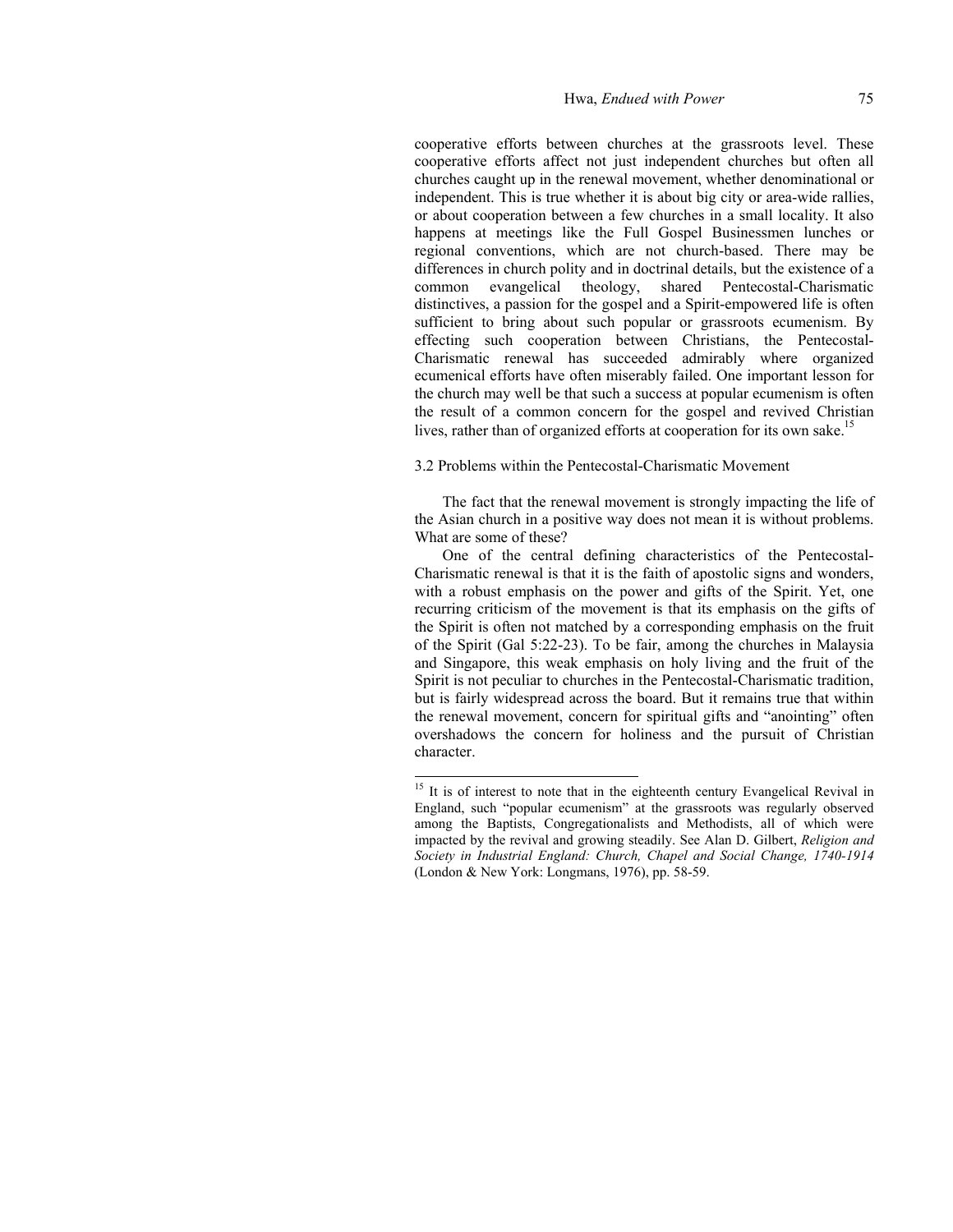cooperative efforts between churches at the grassroots level. These cooperative efforts affect not just independent churches but often all churches caught up in the renewal movement, whether denominational or independent. This is true whether it is about big city or area-wide rallies, or about cooperation between a few churches in a small locality. It also happens at meetings like the Full Gospel Businessmen lunches or regional conventions, which are not church-based. There may be differences in church polity and in doctrinal details, but the existence of a common evangelical theology, shared Pentecostal-Charismatic distinctives, a passion for the gospel and a Spirit-empowered life is often sufficient to bring about such popular or grassroots ecumenism. By effecting such cooperation between Christians, the Pentecostal-Charismatic renewal has succeeded admirably where organized ecumenical efforts have often miserably failed. One important lesson for the church may well be that such a success at popular ecumenism is often the result of a common concern for the gospel and revived Christian lives, rather than of organized efforts at cooperation for its own sake.[15]

### 3.2 Problems within the Pentecostal-Charismatic Movement

The fact that the renewal movement is strongly impacting the life of the Asian church in a positive way does not mean it is without problems. What are some of these?

One of the central defining characteristics of the Pentecostal-Charismatic renewal is that it is the faith of apostolic signs and wonders, with a robust emphasis on the power and gifts of the Spirit. Yet, one recurring criticism of the movement is that its emphasis on the gifts of the Spirit is often not matched by a corresponding emphasis on the fruit of the Spirit (Gal 5:22-23). To be fair, among the churches in Malaysia and Singapore, this weak emphasis on holy living and the fruit of the Spirit is not peculiar to churches in the Pentecostal-Charismatic tradition, but is fairly widespread across the board. But it remains true that within the renewal movement, concern for spiritual gifts and "anointing" often overshadows the concern for holiness and the pursuit of Christian character.

---

[15] It is of interest to note that in the eighteenth century Evangelical Revival in England, such "popular ecumenism" at the grassroots was regularly observed among the Baptists, Congregationalists and Methodists, all of which were impacted by the revival and growing steadily. See Alan D. Gilbert, *Religion and Society in Industrial England: Church, Chapel and Social Change, 1740-1914* (London & New York: Longmans, 1976), pp. 58-59.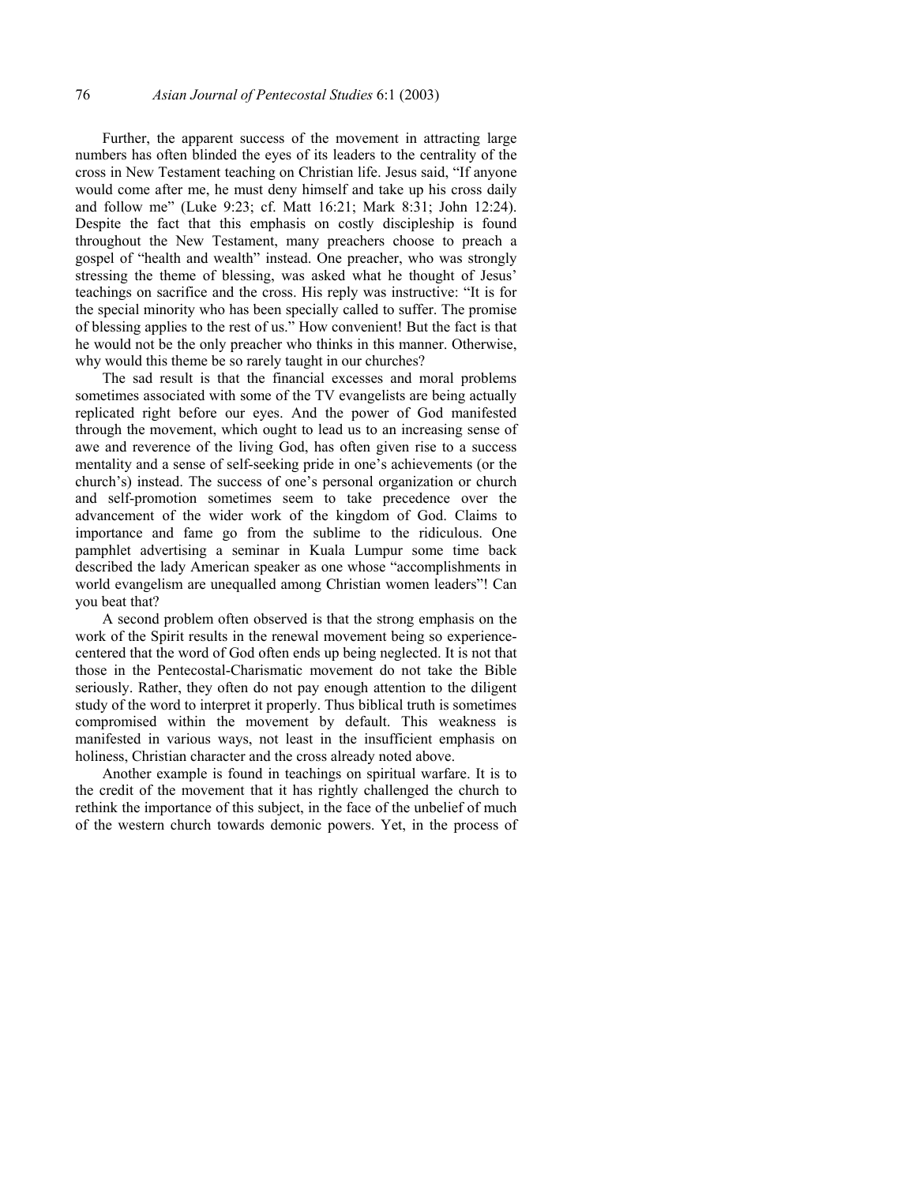Further, the apparent success of the movement in attracting large numbers has often blinded the eyes of its leaders to the centrality of the cross in New Testament teaching on Christian life. Jesus said, "If anyone would come after me, he must deny himself and take up his cross daily and follow me" (Luke 9:23; cf. Matt 16:21; Mark 8:31; John 12:24). Despite the fact that this emphasis on costly discipleship is found throughout the New Testament, many preachers choose to preach a gospel of "health and wealth" instead. One preacher, who was strongly stressing the theme of blessing, was asked what he thought of Jesus' teachings on sacrifice and the cross. His reply was instructive: "It is for the special minority who has been specially called to suffer. The promise of blessing applies to the rest of us." How convenient! But the fact is that he would not be the only preacher who thinks in this manner. Otherwise, why would this theme be so rarely taught in our churches?

The sad result is that the financial excesses and moral problems sometimes associated with some of the TV evangelists are being actually replicated right before our eyes. And the power of God manifested through the movement, which ought to lead us to an increasing sense of awe and reverence of the living God, has often given rise to a success mentality and a sense of self-seeking pride in one's achievements (or the church's) instead. The success of one's personal organization or church and self-promotion sometimes seem to take precedence over the advancement of the wider work of the kingdom of God. Claims to importance and fame go from the sublime to the ridiculous. One pamphlet advertising a seminar in Kuala Lumpur some time back described the lady American speaker as one whose "accomplishments in world evangelism are unequalled among Christian women leaders"! Can you beat that?

A second problem often observed is that the strong emphasis on the work of the Spirit results in the renewal movement being so experience-centered that the word of God often ends up being neglected. It is not that those in the Pentecostal-Charismatic movement do not take the Bible seriously. Rather, they often do not pay enough attention to the diligent study of the word to interpret it properly. Thus biblical truth is sometimes compromised within the movement by default. This weakness is manifested in various ways, not least in the insufficient emphasis on holiness, Christian character and the cross already noted above.

Another example is found in teachings on spiritual warfare. It is to the credit of the movement that it has rightly challenged the church to rethink the importance of this subject, in the face of the unbelief of much of the western church towards demonic powers. Yet, in the process of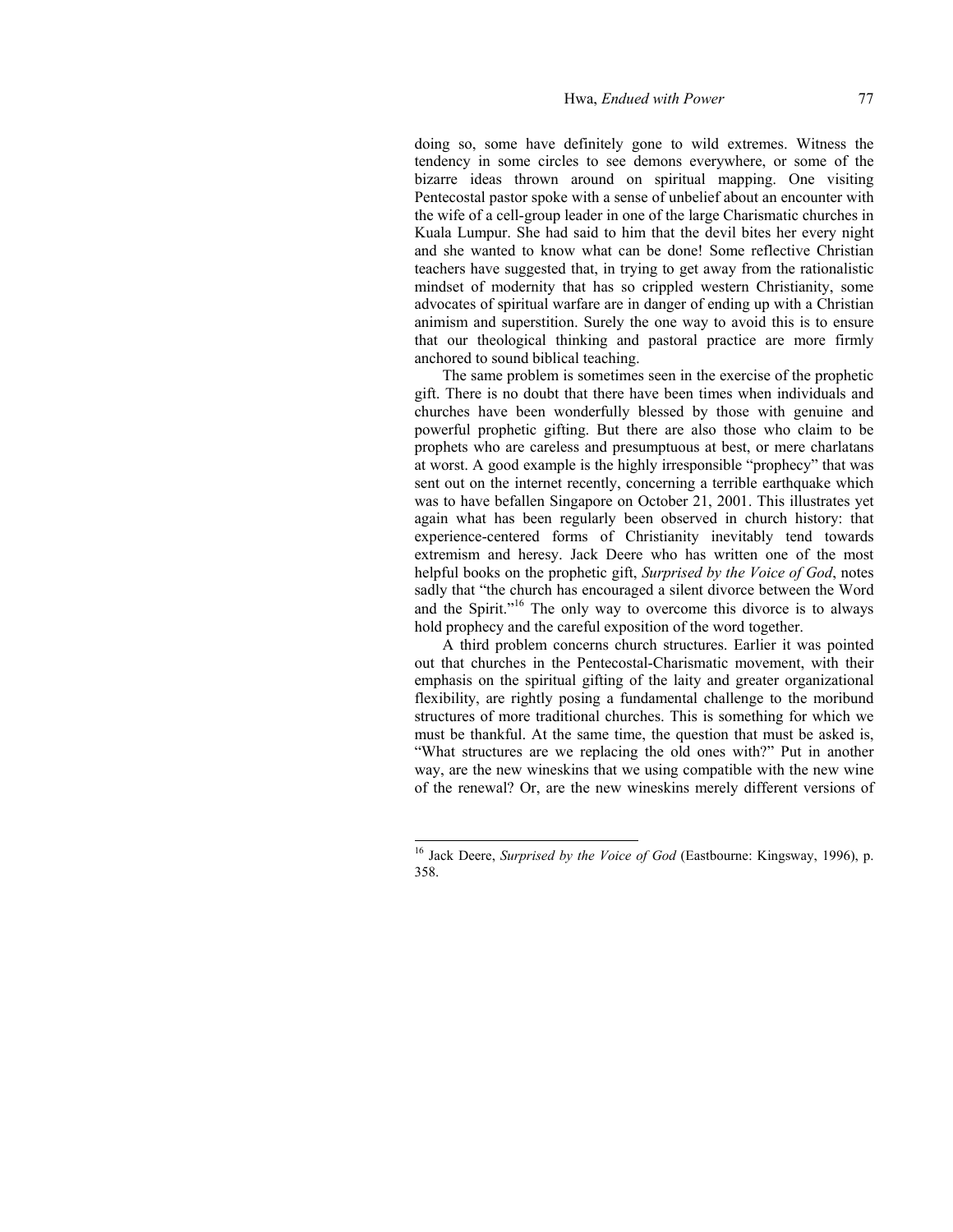doing so, some have definitely gone to wild extremes. Witness the tendency in some circles to see demons everywhere, or some of the bizarre ideas thrown around on spiritual mapping. One visiting Pentecostal pastor spoke with a sense of unbelief about an encounter with the wife of a cell-group leader in one of the large Charismatic churches in Kuala Lumpur. She had said to him that the devil bites her every night and she wanted to know what can be done! Some reflective Christian teachers have suggested that, in trying to get away from the rationalistic mindset of modernity that has so crippled western Christianity, some advocates of spiritual warfare are in danger of ending up with a Christian animism and superstition. Surely the one way to avoid this is to ensure that our theological thinking and pastoral practice are more firmly anchored to sound biblical teaching.

The same problem is sometimes seen in the exercise of the prophetic gift. There is no doubt that there have been times when individuals and churches have been wonderfully blessed by those with genuine and powerful prophetic gifting. But there are also those who claim to be prophets who are careless and presumptuous at best, or mere charlatans at worst. A good example is the highly irresponsible "prophecy" that was sent out on the internet recently, concerning a terrible earthquake which was to have befallen Singapore on October 21, 2001. This illustrates yet again what has been regularly been observed in church history: that experience-centered forms of Christianity inevitably tend towards extremism and heresy. Jack Deere who has written one of the most helpful books on the prophetic gift, *Surprised by the Voice of God*, notes sadly that "the church has encouraged a silent divorce between the Word and the Spirit."[16] The only way to overcome this divorce is to always hold prophecy and the careful exposition of the word together.

A third problem concerns church structures. Earlier it was pointed out that churches in the Pentecostal-Charismatic movement, with their emphasis on the spiritual gifting of the laity and greater organizational flexibility, are rightly posing a fundamental challenge to the moribund structures of more traditional churches. This is something for which we must be thankful. At the same time, the question that must be asked is, "What structures are we replacing the old ones with?" Put in another way, are the new wineskins that we using compatible with the new wine of the renewal? Or, are the new wineskins merely different versions of

---

[16] Jack Deere, *Surprised by the Voice of God* (Eastbourne: Kingsway, 1996), p. 358.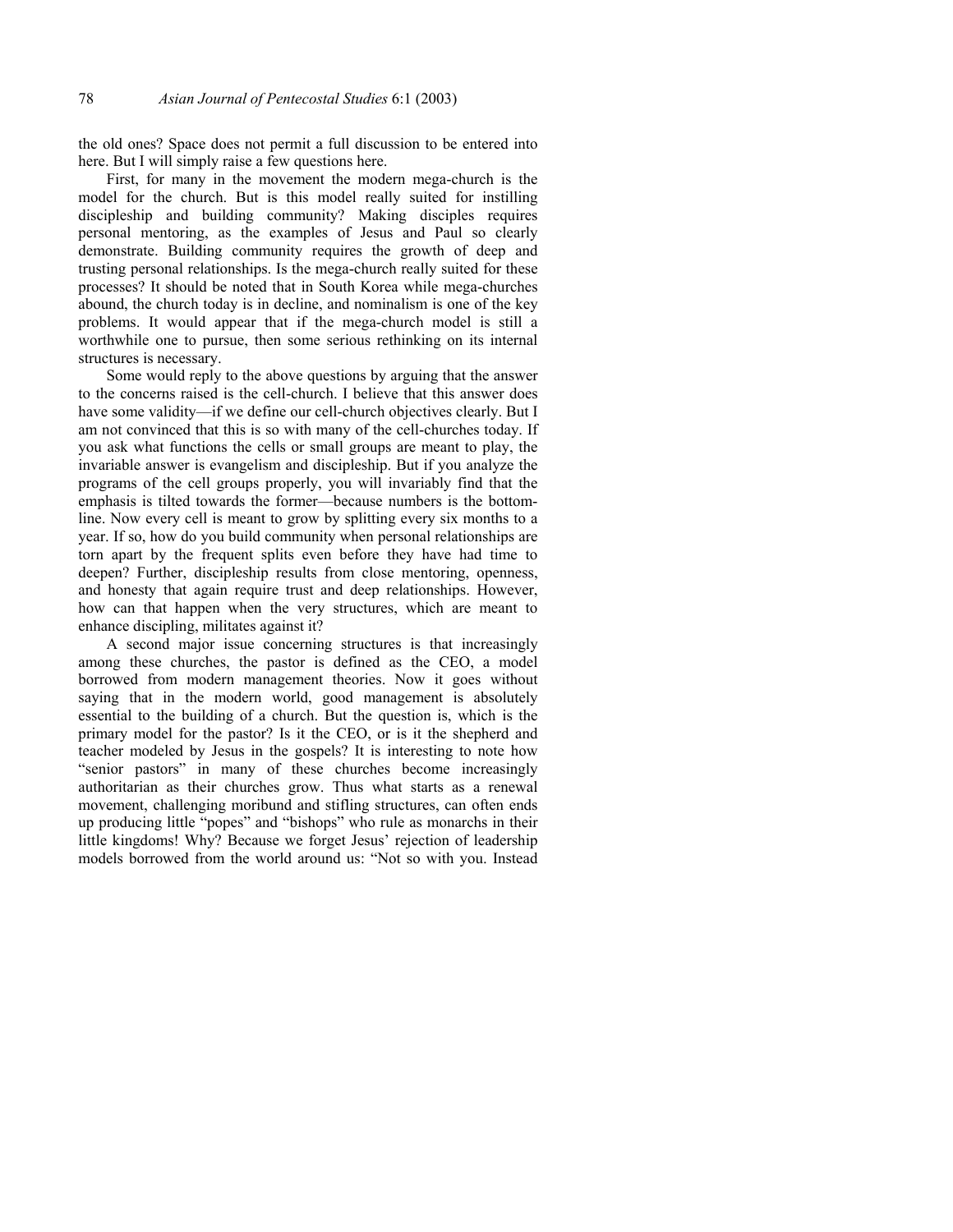the old ones? Space does not permit a full discussion to be entered into here. But I will simply raise a few questions here.

First, for many in the movement the modern mega-church is the model for the church. But is this model really suited for instilling discipleship and building community? Making disciples requires personal mentoring, as the examples of Jesus and Paul so clearly demonstrate. Building community requires the growth of deep and trusting personal relationships. Is the mega-church really suited for these processes? It should be noted that in South Korea while mega-churches abound, the church today is in decline, and nominalism is one of the key problems. It would appear that if the mega-church model is still a worthwhile one to pursue, then some serious rethinking on its internal structures is necessary.

Some would reply to the above questions by arguing that the answer to the concerns raised is the cell-church. I believe that this answer does have some validity—if we define our cell-church objectives clearly. But I am not convinced that this is so with many of the cell-churches today. If you ask what functions the cells or small groups are meant to play, the invariable answer is evangelism and discipleship. But if you analyze the programs of the cell groups properly, you will invariably find that the emphasis is tilted towards the former—because numbers is the bottom-line. Now every cell is meant to grow by splitting every six months to a year. If so, how do you build community when personal relationships are torn apart by the frequent splits even before they have had time to deepen? Further, discipleship results from close mentoring, openness, and honesty that again require trust and deep relationships. However, how can that happen when the very structures, which are meant to enhance discipling, militates against it?

A second major issue concerning structures is that increasingly among these churches, the pastor is defined as the CEO, a model borrowed from modern management theories. Now it goes without saying that in the modern world, good management is absolutely essential to the building of a church. But the question is, which is the primary model for the pastor? Is it the CEO, or is it the shepherd and teacher modeled by Jesus in the gospels? It is interesting to note how "senior pastors" in many of these churches become increasingly authoritarian as their churches grow. Thus what starts as a renewal movement, challenging moribund and stifling structures, can often ends up producing little "popes" and "bishops" who rule as monarchs in their little kingdoms! Why? Because we forget Jesus' rejection of leadership models borrowed from the world around us: "Not so with you. Instead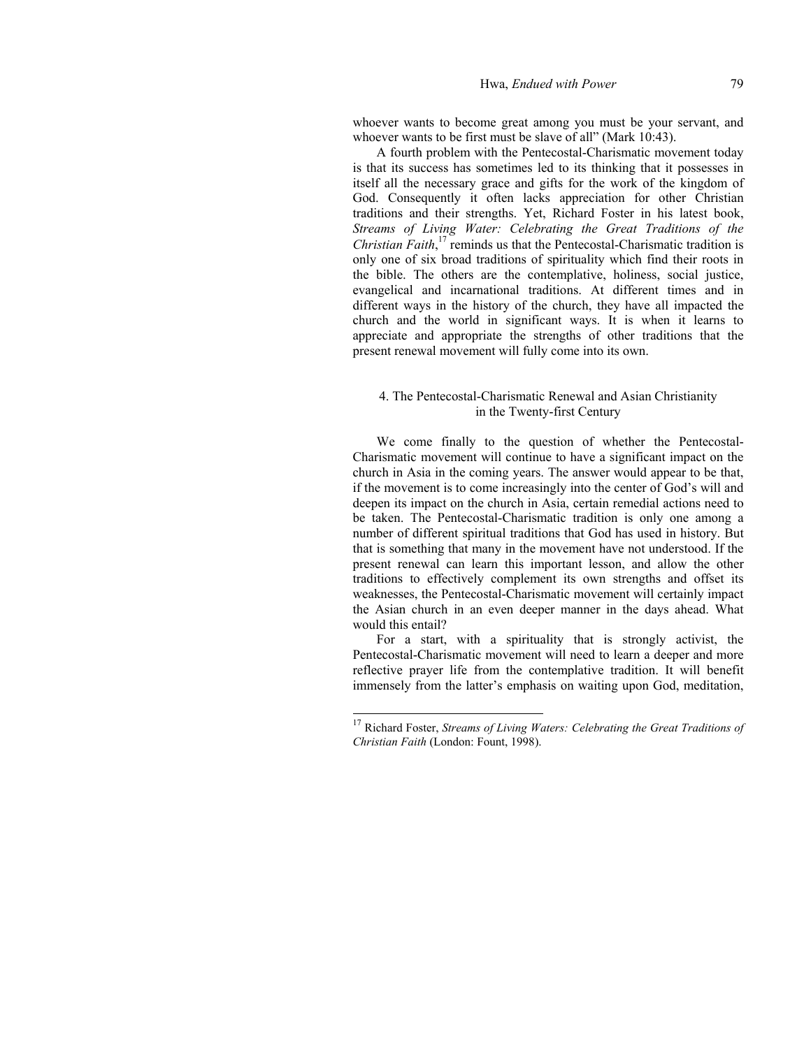whoever wants to become great among you must be your servant, and whoever wants to be first must be slave of all" (Mark 10:43).

A fourth problem with the Pentecostal-Charismatic movement today is that its success has sometimes led to its thinking that it possesses in itself all the necessary grace and gifts for the work of the kingdom of God. Consequently it often lacks appreciation for other Christian traditions and their strengths. Yet, Richard Foster in his latest book, *Streams of Living Water: Celebrating the Great Traditions of the Christian Faith*,[17] reminds us that the Pentecostal-Charismatic tradition is only one of six broad traditions of spirituality which find their roots in the bible. The others are the contemplative, holiness, social justice, evangelical and incarnational traditions. At different times and in different ways in the history of the church, they have all impacted the church and the world in significant ways. It is when it learns to appreciate and appropriate the strengths of other traditions that the present renewal movement will fully come into its own.

## 4. The Pentecostal-Charismatic Renewal and Asian Christianity in the Twenty-first Century

We come finally to the question of whether the Pentecostal-Charismatic movement will continue to have a significant impact on the church in Asia in the coming years. The answer would appear to be that, if the movement is to come increasingly into the center of God's will and deepen its impact on the church in Asia, certain remedial actions need to be taken. The Pentecostal-Charismatic tradition is only one among a number of different spiritual traditions that God has used in history. But that is something that many in the movement have not understood. If the present renewal can learn this important lesson, and allow the other traditions to effectively complement its own strengths and offset its weaknesses, the Pentecostal-Charismatic movement will certainly impact the Asian church in an even deeper manner in the days ahead. What would this entail?

For a start, with a spirituality that is strongly activist, the Pentecostal-Charismatic movement will need to learn a deeper and more reflective prayer life from the contemplative tradition. It will benefit immensely from the latter's emphasis on waiting upon God, meditation,

---

[17] Richard Foster, *Streams of Living Waters: Celebrating the Great Traditions of Christian Faith* (London: Fount, 1998).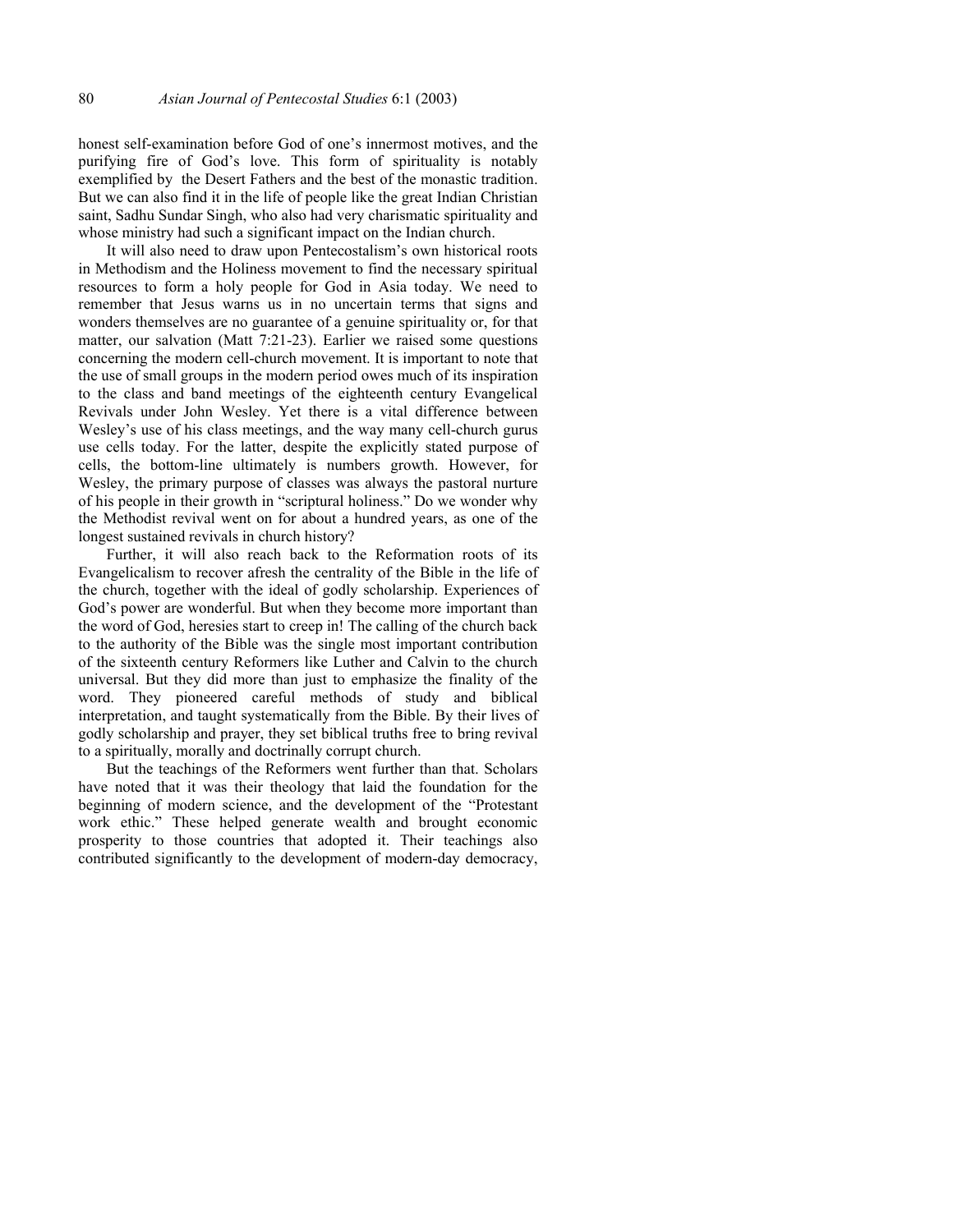honest self-examination before God of one's innermost motives, and the purifying fire of God's love. This form of spirituality is notably exemplified by the Desert Fathers and the best of the monastic tradition. But we can also find it in the life of people like the great Indian Christian saint, Sadhu Sundar Singh, who also had very charismatic spirituality and whose ministry had such a significant impact on the Indian church.

It will also need to draw upon Pentecostalism's own historical roots in Methodism and the Holiness movement to find the necessary spiritual resources to form a holy people for God in Asia today. We need to remember that Jesus warns us in no uncertain terms that signs and wonders themselves are no guarantee of a genuine spirituality or, for that matter, our salvation (Matt 7:21-23). Earlier we raised some questions concerning the modern cell-church movement. It is important to note that the use of small groups in the modern period owes much of its inspiration to the class and band meetings of the eighteenth century Evangelical Revivals under John Wesley. Yet there is a vital difference between Wesley's use of his class meetings, and the way many cell-church gurus use cells today. For the latter, despite the explicitly stated purpose of cells, the bottom-line ultimately is numbers growth. However, for Wesley, the primary purpose of classes was always the pastoral nurture of his people in their growth in "scriptural holiness." Do we wonder why the Methodist revival went on for about a hundred years, as one of the longest sustained revivals in church history?

Further, it will also reach back to the Reformation roots of its Evangelicalism to recover afresh the centrality of the Bible in the life of the church, together with the ideal of godly scholarship. Experiences of God's power are wonderful. But when they become more important than the word of God, heresies start to creep in! The calling of the church back to the authority of the Bible was the single most important contribution of the sixteenth century Reformers like Luther and Calvin to the church universal. But they did more than just to emphasize the finality of the word. They pioneered careful methods of study and biblical interpretation, and taught systematically from the Bible. By their lives of godly scholarship and prayer, they set biblical truths free to bring revival to a spiritually, morally and doctrinally corrupt church.

But the teachings of the Reformers went further than that. Scholars have noted that it was their theology that laid the foundation for the beginning of modern science, and the development of the "Protestant work ethic." These helped generate wealth and brought economic prosperity to those countries that adopted it. Their teachings also contributed significantly to the development of modern-day democracy,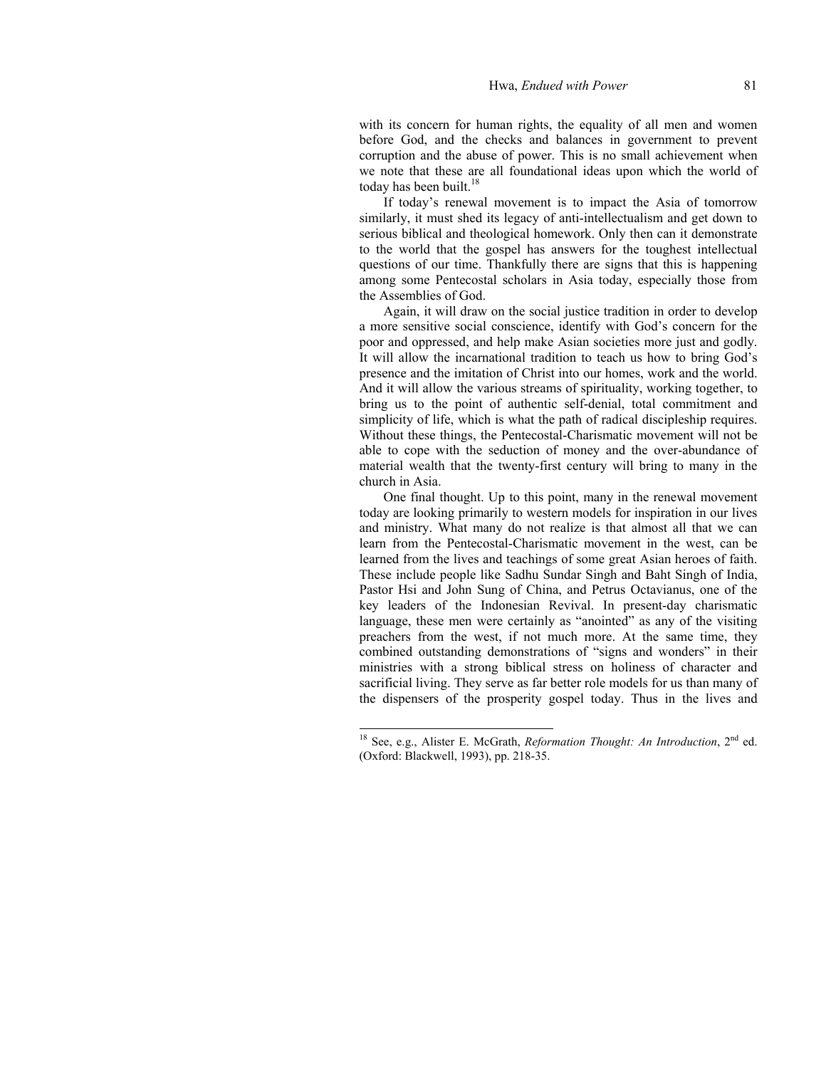with its concern for human rights, the equality of all men and women before God, and the checks and balances in government to prevent corruption and the abuse of power. This is no small achievement when we note that these are all foundational ideas upon which the world of today has been built.[18]

If today's renewal movement is to impact the Asia of tomorrow similarly, it must shed its legacy of anti-intellectualism and get down to serious biblical and theological homework. Only then can it demonstrate to the world that the gospel has answers for the toughest intellectual questions of our time. Thankfully there are signs that this is happening among some Pentecostal scholars in Asia today, especially those from the Assemblies of God.

Again, it will draw on the social justice tradition in order to develop a more sensitive social conscience, identify with God's concern for the poor and oppressed, and help make Asian societies more just and godly. It will allow the incarnational tradition to teach us how to bring God's presence and the imitation of Christ into our homes, work and the world. And it will allow the various streams of spirituality, working together, to bring us to the point of authentic self-denial, total commitment and simplicity of life, which is what the path of radical discipleship requires. Without these things, the Pentecostal-Charismatic movement will not be able to cope with the seduction of money and the over-abundance of material wealth that the twenty-first century will bring to many in the church in Asia.

One final thought. Up to this point, many in the renewal movement today are looking primarily to western models for inspiration in our lives and ministry. What many do not realize is that almost all that we can learn from the Pentecostal-Charismatic movement in the west, can be learned from the lives and teachings of some great Asian heroes of faith. These include people like Sadhu Sundar Singh and Baht Singh of India, Pastor Hsi and John Sung of China, and Petrus Octavianus, one of the key leaders of the Indonesian Revival. In present-day charismatic language, these men were certainly as "anointed" as any of the visiting preachers from the west, if not much more. At the same time, they combined outstanding demonstrations of "signs and wonders" in their ministries with a strong biblical stress on holiness of character and sacrificial living. They serve as far better role models for us than many of the dispensers of the prosperity gospel today. Thus in the lives and

---

[18] See, e.g., Alister E. McGrath, *Reformation Thought: An Introduction*, 2nd ed. (Oxford: Blackwell, 1993), pp. 218-35.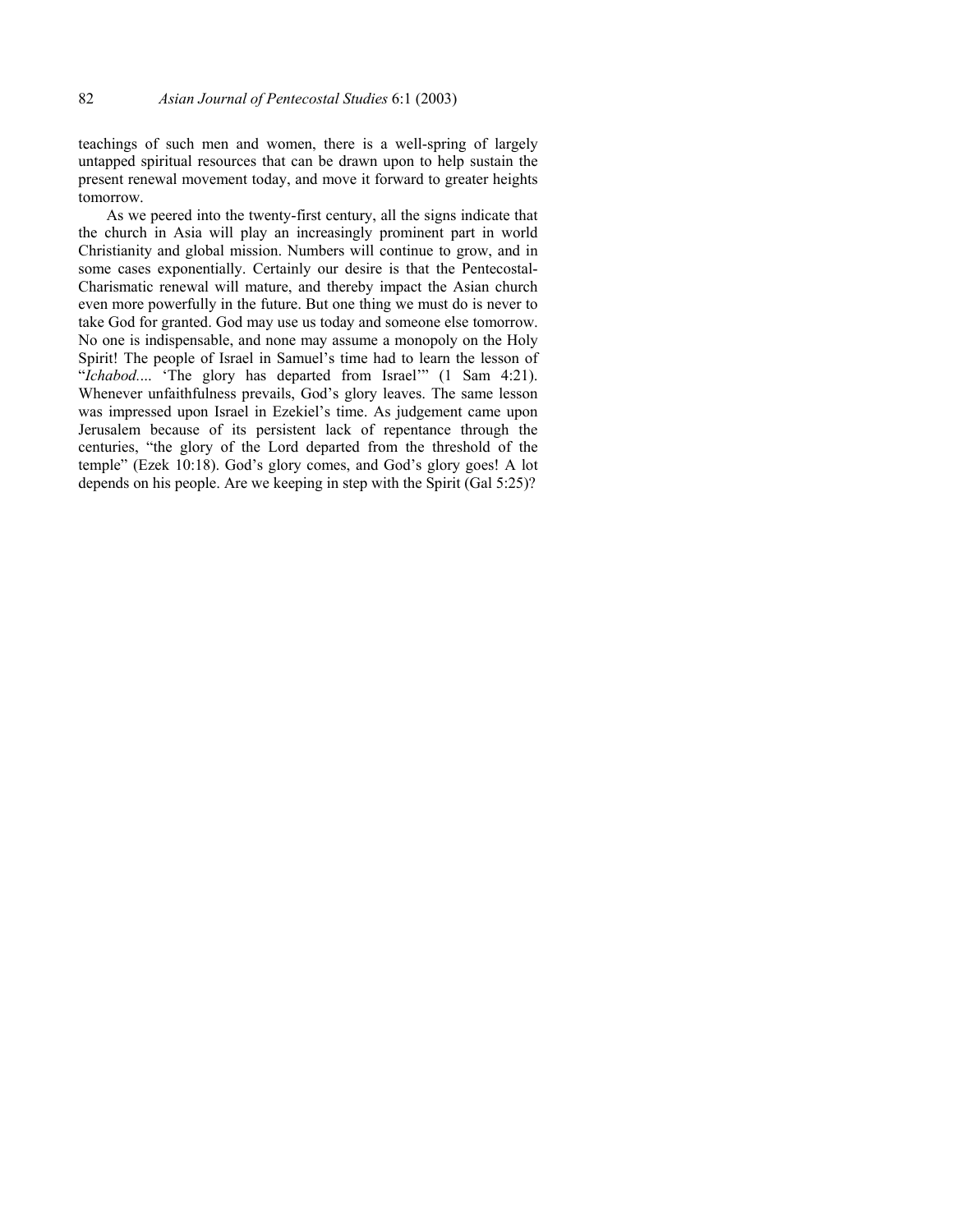teachings of such men and women, there is a well-spring of largely untapped spiritual resources that can be drawn upon to help sustain the present renewal movement today, and move it forward to greater heights tomorrow.

As we peered into the twenty-first century, all the signs indicate that the church in Asia will play an increasingly prominent part in world Christianity and global mission. Numbers will continue to grow, and in some cases exponentially. Certainly our desire is that the Pentecostal-Charismatic renewal will mature, and thereby impact the Asian church even more powerfully in the future. But one thing we must do is never to take God for granted. God may use us today and someone else tomorrow. No one is indispensable, and none may assume a monopoly on the Holy Spirit! The people of Israel in Samuel's time had to learn the lesson of "*Ichabod*.... 'The glory has departed from Israel'" (1 Sam 4:21). Whenever unfaithfulness prevails, God's glory leaves. The same lesson was impressed upon Israel in Ezekiel's time. As judgement came upon Jerusalem because of its persistent lack of repentance through the centuries, "the glory of the Lord departed from the threshold of the temple" (Ezek 10:18). God's glory comes, and God's glory goes! A lot depends on his people. Are we keeping in step with the Spirit (Gal 5:25)?